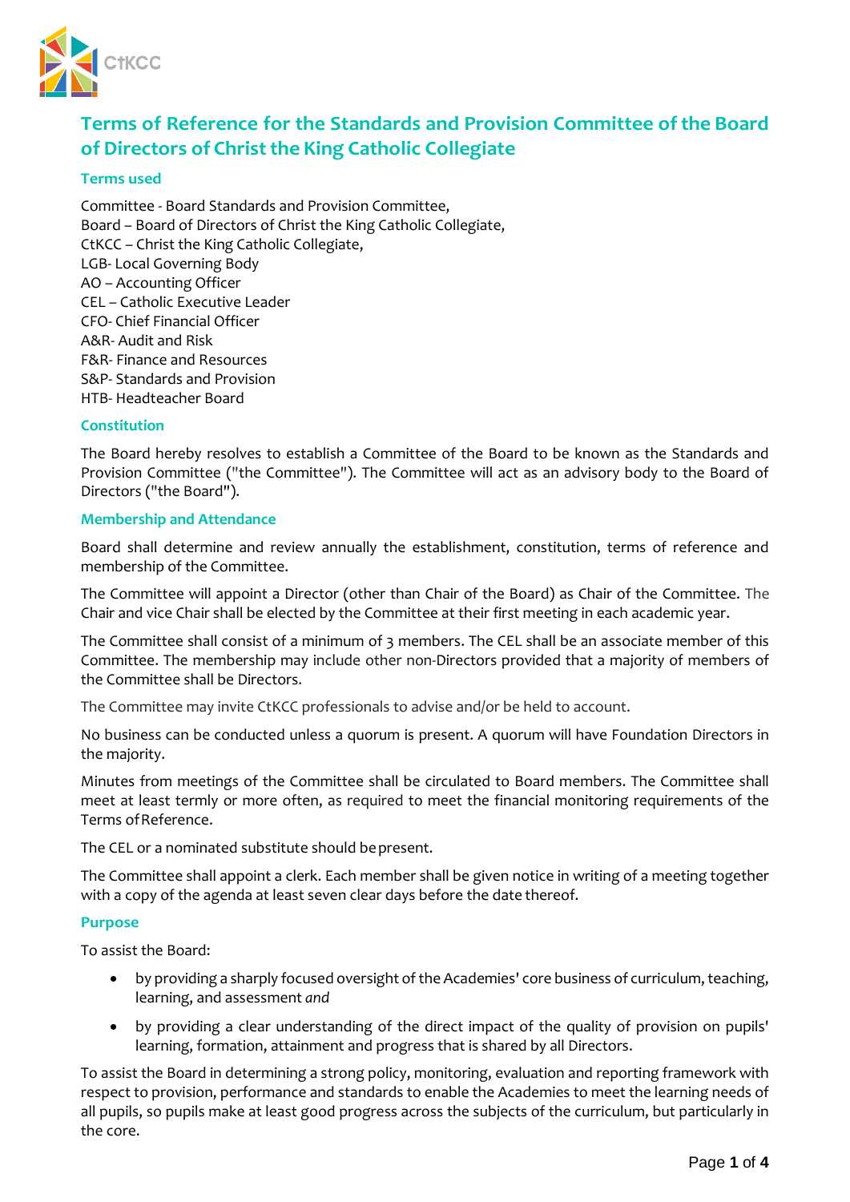CtKCC

# Terms of Reference for the Standards and Provision Committee of the Board of Directors of Christ the King Catholic Collegiate

## Terms used

Committee - Board Standards and Provision Committee,
Board – Board of Directors of Christ the King Catholic Collegiate,
CtKCC – Christ the King Catholic Collegiate,
LGB- Local Governing Body
AO – Accounting Officer
CEL – Catholic Executive Leader
CFO- Chief Financial Officer
A&R- Audit and Risk
F&R- Finance and Resources
S&P- Standards and Provision
HTB- Headteacher Board

## Constitution

The Board hereby resolves to establish a Committee of the Board to be known as the Standards and Provision Committee ("the Committee"). The Committee will act as an advisory body to the Board of Directors ("the Board").

## Membership and Attendance

Board shall determine and review annually the establishment, constitution, terms of reference and membership of the Committee.

The Committee will appoint a Director (other than Chair of the Board) as Chair of the Committee. The Chair and vice Chair shall be elected by the Committee at their first meeting in each academic year.

The Committee shall consist of a minimum of 3 members. The CEL shall be an associate member of this Committee. The membership may include other non-Directors provided that a majority of members of the Committee shall be Directors.

The Committee may invite CtKCC professionals to advise and/or be held to account.

No business can be conducted unless a quorum is present. A quorum will have Foundation Directors in the majority.

Minutes from meetings of the Committee shall be circulated to Board members. The Committee shall meet at least termly or more often, as required to meet the financial monitoring requirements of the Terms of Reference.

The CEL or a nominated substitute should be present.

The Committee shall appoint a clerk. Each member shall be given notice in writing of a meeting together with a copy of the agenda at least seven clear days before the date thereof.

## Purpose

To assist the Board:

- by providing a sharply focused oversight of the Academies' core business of curriculum, teaching, learning, and assessment *and*
- by providing a clear understanding of the direct impact of the quality of provision on pupils' learning, formation, attainment and progress that is shared by all Directors.

To assist the Board in determining a strong policy, monitoring, evaluation and reporting framework with respect to provision, performance and standards to enable the Academies to meet the learning needs of all pupils, so pupils make at least good progress across the subjects of the curriculum, but particularly in the core.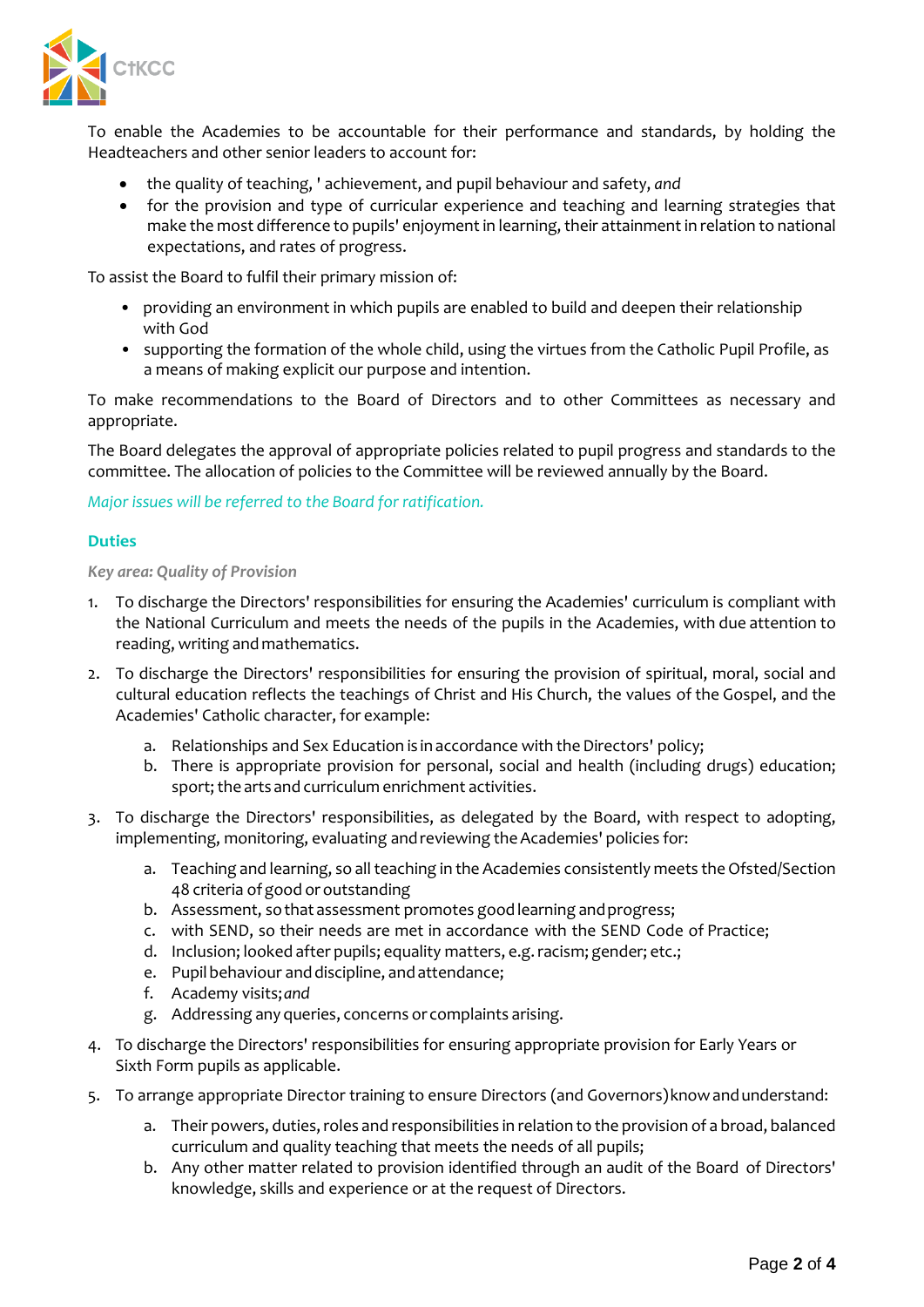To enable the Academies to be accountable for their performance and standards, by holding the Headteachers and other senior leaders to account for:

- the quality of teaching, ' achievement, and pupil behaviour and safety, *and*
- for the provision and type of curricular experience and teaching and learning strategies that make the most difference to pupils' enjoyment in learning, their attainment in relation to national expectations, and rates of progress.

To assist the Board to fulfil their primary mission of:

- providing an environment in which pupils are enabled to build and deepen their relationship with God
- supporting the formation of the whole child, using the virtues from the Catholic Pupil Profile, as a means of making explicit our purpose and intention.

To make recommendations to the Board of Directors and to other Committees as necessary and appropriate.

The Board delegates the approval of appropriate policies related to pupil progress and standards to the committee. The allocation of policies to the Committee will be reviewed annually by the Board.

*Major issues will be referred to the Board for ratification.*

### Duties

*Key area: Quality of Provision*

1. To discharge the Directors' responsibilities for ensuring the Academies' curriculum is compliant with the National Curriculum and meets the needs of the pupils in the Academies, with due attention to reading, writing and mathematics.
2. To discharge the Directors' responsibilities for ensuring the provision of spiritual, moral, social and cultural education reflects the teachings of Christ and His Church, the values of the Gospel, and the Academies' Catholic character, for example:
   a. Relationships and Sex Education is in accordance with the Directors' policy;
   b. There is appropriate provision for personal, social and health (including drugs) education; sport; the arts and curriculum enrichment activities.
3. To discharge the Directors' responsibilities, as delegated by the Board, with respect to adopting, implementing, monitoring, evaluating and reviewing the Academies' policies for:
   a. Teaching and learning, so all teaching in the Academies consistently meets the Ofsted/Section 48 criteria of good or outstanding
   b. Assessment, so that assessment promotes good learning and progress;
   c. with SEND, so their needs are met in accordance with the SEND Code of Practice;
   d. Inclusion; looked after pupils; equality matters, e.g. racism; gender; etc.;
   e. Pupil behaviour and discipline, and attendance;
   f. Academy visits; *and*
   g. Addressing any queries, concerns or complaints arising.
4. To discharge the Directors' responsibilities for ensuring appropriate provision for Early Years or Sixth Form pupils as applicable.
5. To arrange appropriate Director training to ensure Directors (and Governors) know and understand:
   a. Their powers, duties, roles and responsibilities in relation to the provision of a broad, balanced curriculum and quality teaching that meets the needs of all pupils;
   b. Any other matter related to provision identified through an audit of the Board of Directors' knowledge, skills and experience or at the request of Directors.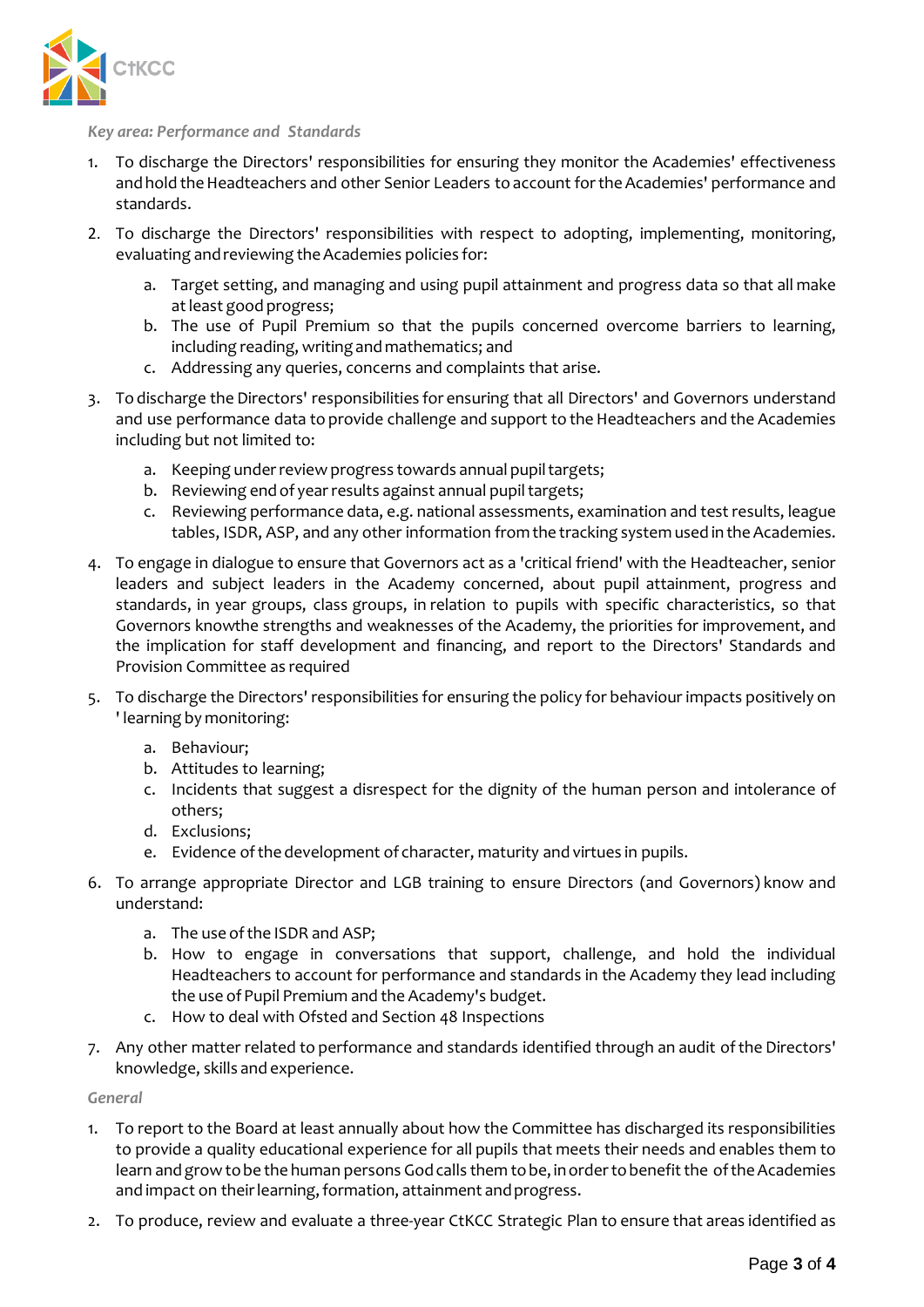*Key area: Performance and Standards*

1. To discharge the Directors' responsibilities for ensuring they monitor the Academies' effectiveness and hold the Headteachers and other Senior Leaders to account for the Academies' performance and standards.
2. To discharge the Directors' responsibilities with respect to adopting, implementing, monitoring, evaluating and reviewing the Academies policies for:
    a. Target setting, and managing and using pupil attainment and progress data so that all make at least good progress;
    b. The use of Pupil Premium so that the pupils concerned overcome barriers to learning, including reading, writing and mathematics; and
    c. Addressing any queries, concerns and complaints that arise.
3. To discharge the Directors' responsibilities for ensuring that all Directors' and Governors understand and use performance data to provide challenge and support to the Headteachers and the Academies including but not limited to:
    a. Keeping under review progress towards annual pupil targets;
    b. Reviewing end of year results against annual pupil targets;
    c. Reviewing performance data, e.g. national assessments, examination and test results, league tables, ISDR, ASP, and any other information from the tracking system used in the Academies.
4. To engage in dialogue to ensure that Governors act as a 'critical friend' with the Headteacher, senior leaders and subject leaders in the Academy concerned, about pupil attainment, progress and standards, in year groups, class groups, in relation to pupils with specific characteristics, so that Governors knowthe strengths and weaknesses of the Academy, the priorities for improvement, and the implication for staff development and financing, and report to the Directors' Standards and Provision Committee as required
5. To discharge the Directors' responsibilities for ensuring the policy for behaviour impacts positively on ' learning by monitoring:
    a. Behaviour;
    b. Attitudes to learning;
    c. Incidents that suggest a disrespect for the dignity of the human person and intolerance of others;
    d. Exclusions;
    e. Evidence of the development of character, maturity and virtues in pupils.
6. To arrange appropriate Director and LGB training to ensure Directors (and Governors) know and understand:
    a. The use of the ISDR and ASP;
    b. How to engage in conversations that support, challenge, and hold the individual Headteachers to account for performance and standards in the Academy they lead including the use of Pupil Premium and the Academy's budget.
    c. How to deal with Ofsted and Section 48 Inspections
7. Any other matter related to performance and standards identified through an audit of the Directors' knowledge, skills and experience.

*General*

1. To report to the Board at least annually about how the Committee has discharged its responsibilities to provide a quality educational experience for all pupils that meets their needs and enables them to learn and grow to be the human persons God calls them to be, in order to benefit the of the Academies and impact on their learning, formation, attainment and progress.
2. To produce, review and evaluate a three-year CtKCC Strategic Plan to ensure that areas identified as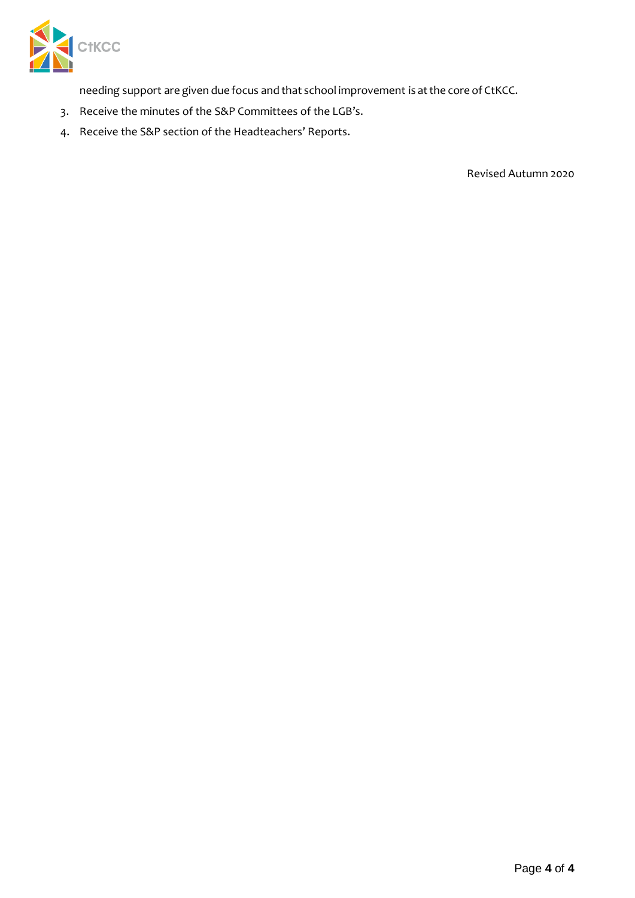needing support are given due focus and that school improvement is at the core of CtKCC.

3. Receive the minutes of the S&P Committees of the LGB's.
4. Receive the S&P section of the Headteachers' Reports.

Revised Autumn 2020